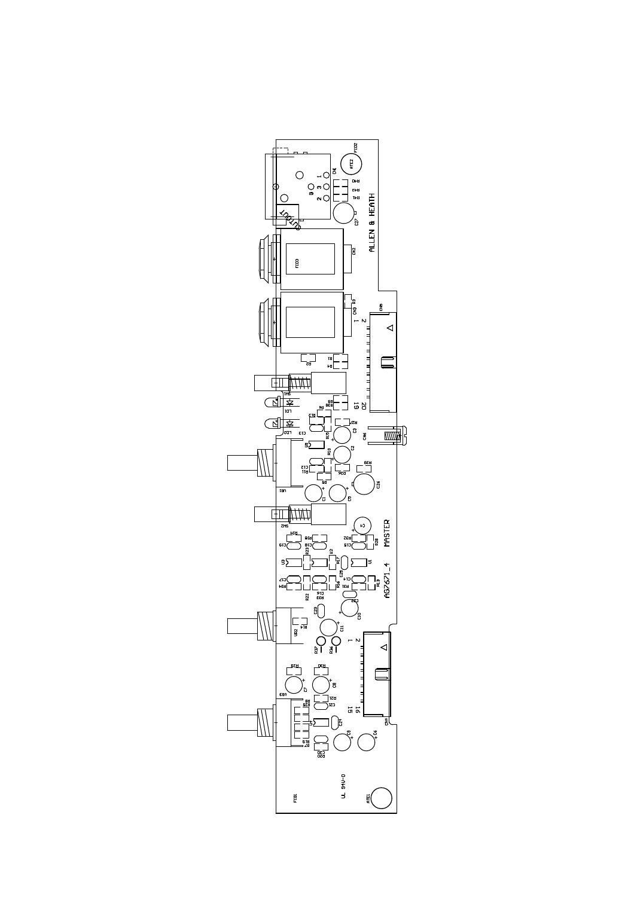ALLEN & HEATH

AG7671_4 MASTER

UL 94V-0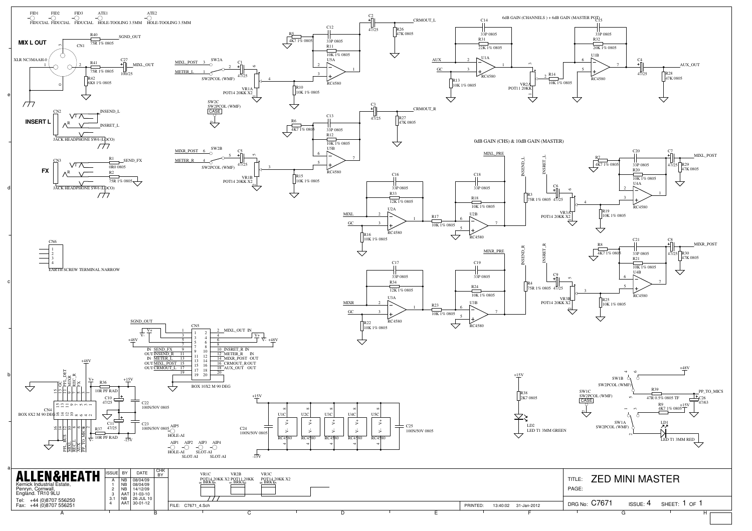FID1 FIDUCIAL
FID2 FIDUCIAL
FID3 FIDUCIAL
ATE1 HOLE-TOOLING 3.5MM
ATE2 HOLE-TOOLING 3.5MM

**MIX L OUT**

CN1 XLR NC3MAAH-0

R40 75R 1% 0805 SGND_OUT
R41 75R 1% 0805
C27 100/25 MIXL_OUT
R42 6K8 1% 0805

**INSERT L**

CN2 JACK HEADPHONE SW6 (LOCO)
INSEND_L
INSRET_L

**FX**

CN3 JACK HEADPHONE SW6 (LOCO)
R1 0R0 0805 SEND_FX
R2 75R 1% 0805

CN6 EARTH SCREW TERMINAL NARROW

MIXL_POST
METER_L
SW2A SW2PCOL (WMF)
C1 47/25
VR1A POT14 20KK X2
R5 4K7 1% 0805
C12 33P 0805
R11 10K 1% 0805
U5A RC4580
R10 10K 1% 0805
C2 47/25
R26 47K 0805
CRMOUT_L

SW2C SW2PCOL (WMF) CASE

MIXR_POST
METER_R
SW2B SW2PCOL (WMF)
C5 47/25
VR1B POT14 20KK X2
R6 4K7 1% 0805
C13 33P 0805
R12 10K 1% 0805
U5B RC4580
R15 10K 1% 0805
C3 47/25
R27 47K 0805
CRMOUT_R

6dB GAIN (CHANNELS ) + 6dB GAIN (MASTER POT)

AUX
GC
C14 33P 0805
R31 22K 1% 0805
U1A RC4580
R13 10K 1% 0805
VR2A POT11 20KK
R14 10K 1% 0805
C15 33P 0805
R32 20K 1% 0805
U1B RC4580
C4 47/25
R28 47K 0805
AUX_OUT

0dB GAIN (CHS) & 10dB GAIN (MASTER)

MIXL
GC
C16 33P 0805
R33 12K 1% 0805
U2A RC4580
R16 10K 1% 0805
R17 10K 1% 0805
C18 33P 0805
R18 10K 1% 0805
U2B RC4580
MIXL_PRE
INSEND_L
R3 75R 1% 0805
INSRET_L
C6 47/25
VR3A POT14 20KK X2
R19 10K 1% 0805
R7 4K7 1% 0805
C20 33P 0805
R20 10K 1% 0805
U4A RC4580
C7 47/25
R29 47K 0805
MIXL_POST

MIXR
GC
C17 33P 0805
R34 12K 1% 0805
U3A RC4580
R22 10K 1% 0805
R23 10K 1% 0805
C19 33P 0805
R24 10K 1% 0805
U3B RC4580
MIXR_PRE
INSEND_R
R4 75R 1% 0805
INSRET_R
C9 47/25
VR3B POT14 20KK X2
R25 10K 1% 0805
R8 4K7 1% 0805
C21 33P 0805
R21 10K 1% 0805
U4B RC4580
C8 47/25
R30 47K 0805
MIXR_POST

CN5 BOX 10X2 M 90 DEG

| | | | |
|---|---|---|---|
| SGND_OUT | 1 | 2 | MIXL_OUT IN |
| V- | 3 | 4 | V+ |
| V+ | 5 | 6 | V- |
| +48V | 7 | 8 | +48V |
| IN SEND_FX | 9 | 10 | INSRET_R IN |
| OUT INSEND_R | 11 | 12 | METER_R IN |
| IN METER_L | 13 | 14 | MIXR_POST OUT |
| OUT MIXL_POST | 15 | 16 | CRMOUT_R OUT |
| OUT CRMOUT_L | 17 | 18 | AUX_OUT OUT |
| | 19 | 20 | |

CN4 BOX 8X2 M 90 DEG
GC, PFL_DET, MIXR, REC_R, FX, PFL_BUS, MIXL, REC_L, AUX, PP_TO_MICS
+48V
R36 10R PF RAD
R37 10R PF RAD
C10 47/25
C11 47/25
C22 100N/50V 0805
C23 100N/50V 0805
+15V
-15V

AIP5 HOLE-AI
AIP1 HOLE-AI
AIP2 SLOT-AI
AIP3 SLOT-AI
AIP4

C24 100N/50V 0805
U1C RC4580
U2C RC4580
U3C RC4580
U4C RC4580
U5C RC4580
C25 100N/50V 0805

R38 2K7 0805
LD2 LED T1 3MM GREEN

SW1B SW2PCOL (WMF)
SW1C SW2PCOL (WMF) CASE
R39 47R 0.5% 0805 TF
C26 47/63
PP_TO_MICS
R9 4K7 1% 0805
SW1A SW2PCOL (WMF)
LD1 LED T1 3MM RED

VR1C POT14 20KK X2 BRKT
VR2B POT11 20KK BRKT
VR3C POT14 20KK X2 BRKT

**ALLEN&HEATH**

Kernick Industrial Estate,
Penryn, Cornwall,
England. TR10 9LU

Tel: +44 (0)8707 556250
Fax: +44 (0)8707 556251

| ISSUE | BY | DATE | CHK BY |
|---|---|---|---|
| A | NB | 08/04/09 | |
| 1 | NB | 08/04/09 | |
| 2 | NB | 14/12/09 | |
| 3 | AAT | 31-03-10 | |
| 3.1 | NB | 26 JUL 10 | |
| 4 | AAT | 30-01-12 | |

FILE: C7671_4.Sch

PRINTED: 13:40:02 31-Jan-2012

TITLE: ZED MINI MASTER

PAGE:

DRG No: C7671 ISSUE: 4 SHEET: 1 OF 1